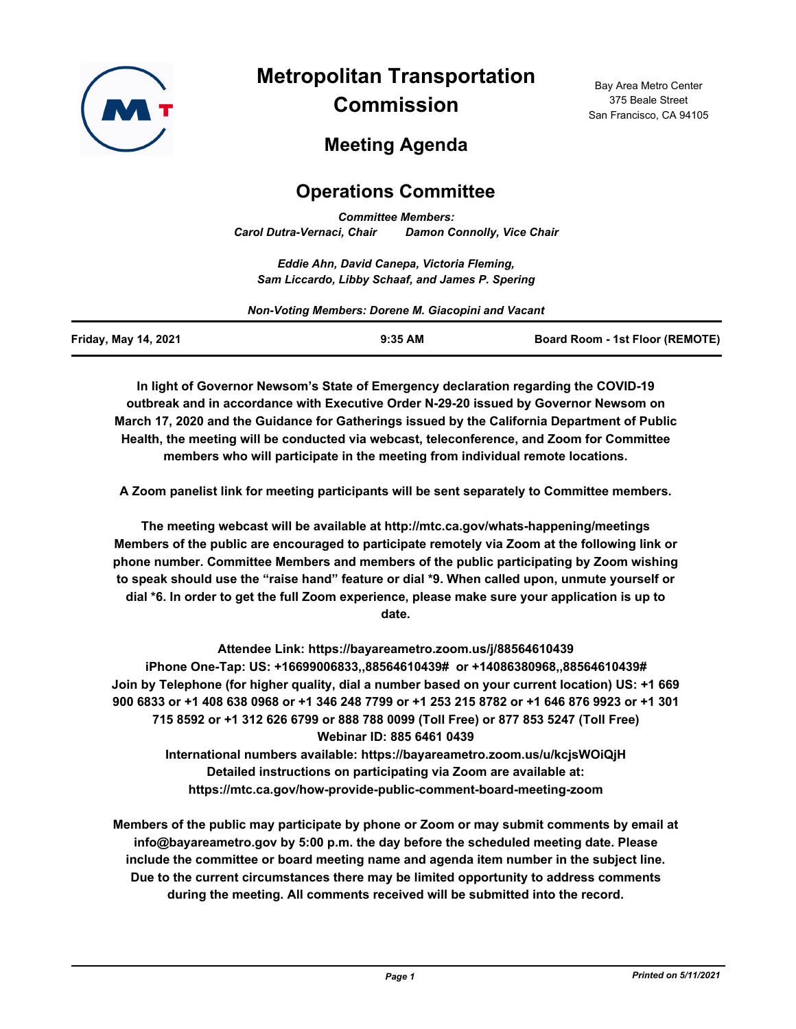# Metropolitan Transportation Commission

Bay Area Metro Center
375 Beale Street
San Francisco, CA 94105

## Meeting Agenda

## Operations Committee

***Committee Members:***
***Carol Dutra-Vernaci, Chair        Damon Connolly, Vice Chair***

*Eddie Ahn, David Canepa, Victoria Fleming,*
*Sam Liccardo, Libby Schaaf, and James P. Spering*

*Non-Voting Members: Dorene M. Giacopini and Vacant*

| Friday, May 14, 2021 | 9:35 AM | Board Room - 1st Floor (REMOTE) |
|---|---|---|

**In light of Governor Newsom's State of Emergency declaration regarding the COVID-19 outbreak and in accordance with Executive Order N-29-20 issued by Governor Newsom on March 17, 2020 and the Guidance for Gatherings issued by the California Department of Public Health, the meeting will be conducted via webcast, teleconference, and Zoom for Committee members who will participate in the meeting from individual remote locations.**

**A Zoom panelist link for meeting participants will be sent separately to Committee members.**

**The meeting webcast will be available at http://mtc.ca.gov/whats-happening/meetings Members of the public are encouraged to participate remotely via Zoom at the following link or phone number. Committee Members and members of the public participating by Zoom wishing to speak should use the "raise hand" feature or dial *9. When called upon, unmute yourself or dial *6. In order to get the full Zoom experience, please make sure your application is up to date.**

**Attendee Link: https://bayareametro.zoom.us/j/88564610439**
**iPhone One-Tap: US: +16699006833,,88564610439# or +14086380968,,88564610439#**
**Join by Telephone (for higher quality, dial a number based on your current location) US: +1 669 900 6833 or +1 408 638 0968 or +1 346 248 7799 or +1 253 215 8782 or +1 646 876 9923 or +1 301 715 8592 or +1 312 626 6799 or 888 788 0099 (Toll Free) or 877 853 5247 (Toll Free)**
**Webinar ID: 885 6461 0439**
**International numbers available: https://bayareametro.zoom.us/u/kcjsWOiQjH**
**Detailed instructions on participating via Zoom are available at:**
**https://mtc.ca.gov/how-provide-public-comment-board-meeting-zoom**

**Members of the public may participate by phone or Zoom or may submit comments by email at info@bayareametro.gov by 5:00 p.m. the day before the scheduled meeting date. Please include the committee or board meeting name and agenda item number in the subject line. Due to the current circumstances there may be limited opportunity to address comments during the meeting. All comments received will be submitted into the record.**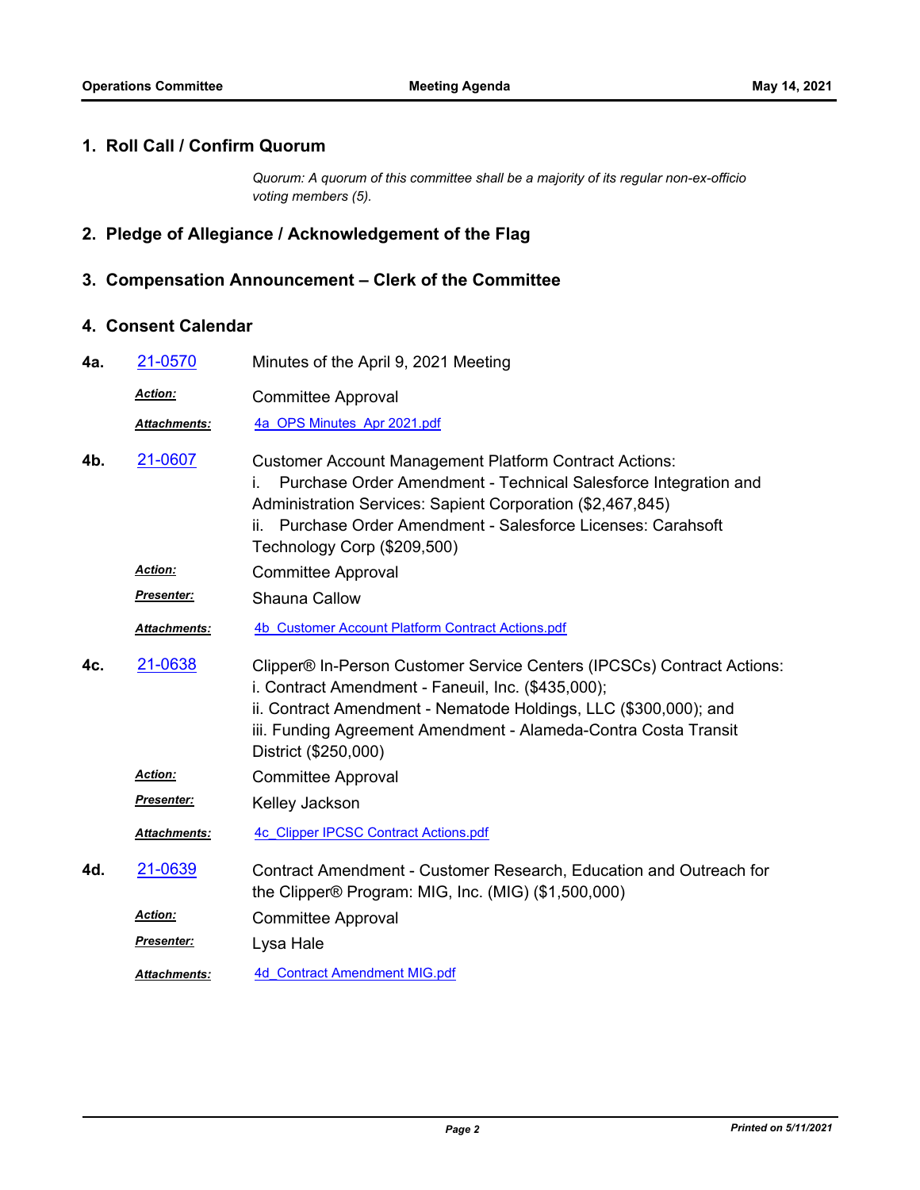## 1. Roll Call / Confirm Quorum

*Quorum: A quorum of this committee shall be a majority of its regular non-ex-officio voting members (5).*

## 2. Pledge of Allegiance / Acknowledgement of the Flag

## 3. Compensation Announcement – Clerk of the Committee

## 4. Consent Calendar

**4a.** 21-0570 Minutes of the April 9, 2021 Meeting

***Action:*** Committee Approval

***Attachments:*** 4a_OPS Minutes_Apr 2021.pdf

**4b.** 21-0607 Customer Account Management Platform Contract Actions:
i. Purchase Order Amendment - Technical Salesforce Integration and Administration Services: Sapient Corporation ($2,467,845)
ii. Purchase Order Amendment - Salesforce Licenses: Carahsoft Technology Corp ($209,500)

***Action:*** Committee Approval

***Presenter:*** Shauna Callow

***Attachments:*** 4b_Customer Account Platform Contract Actions.pdf

**4c.** 21-0638 Clipper® In-Person Customer Service Centers (IPCSCs) Contract Actions:
i. Contract Amendment - Faneuil, Inc. ($435,000);
ii. Contract Amendment - Nematode Holdings, LLC ($300,000); and
iii. Funding Agreement Amendment - Alameda-Contra Costa Transit District ($250,000)

***Action:*** Committee Approval

***Presenter:*** Kelley Jackson

***Attachments:*** 4c_Clipper IPCSC Contract Actions.pdf

**4d.** 21-0639 Contract Amendment - Customer Research, Education and Outreach for the Clipper® Program: MIG, Inc. (MIG) ($1,500,000)

***Action:*** Committee Approval

***Presenter:*** Lysa Hale

***Attachments:*** 4d_Contract Amendment MIG.pdf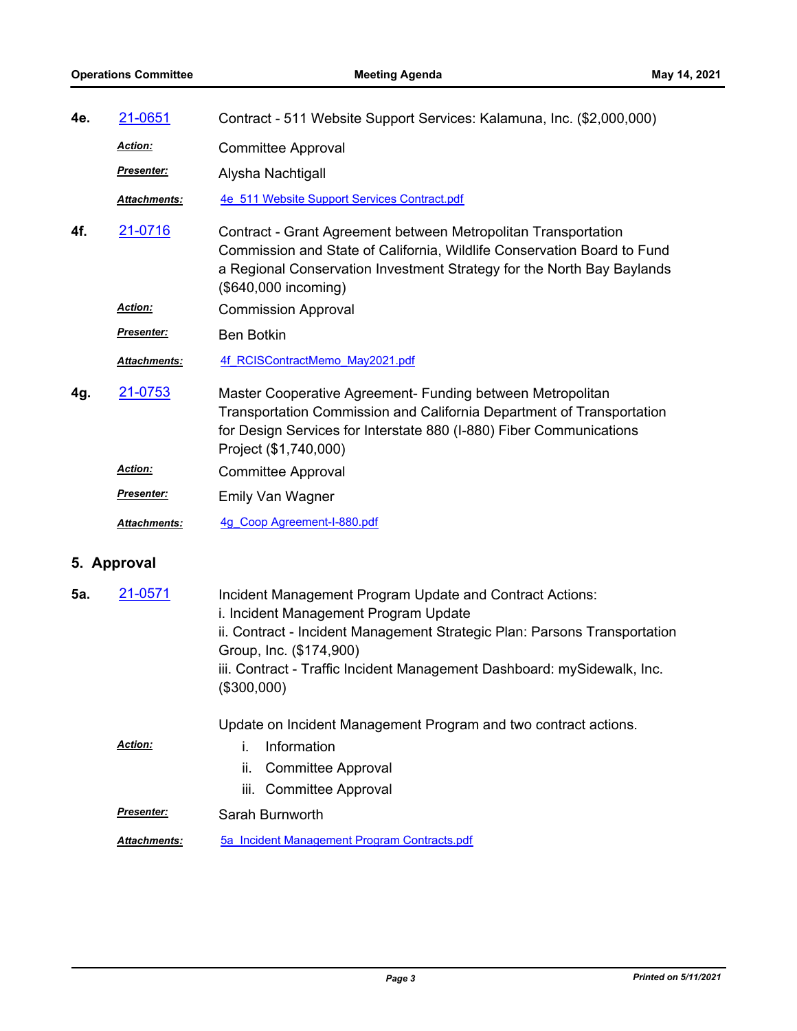**4e.** 21-0651 Contract - 511 Website Support Services: Kalamuna, Inc. ($2,000,000)

*Action:* Committee Approval

*Presenter:* Alysha Nachtigall

*Attachments:* 4e_511 Website Support Services Contract.pdf

**4f.** 21-0716 Contract - Grant Agreement between Metropolitan Transportation Commission and State of California, Wildlife Conservation Board to Fund a Regional Conservation Investment Strategy for the North Bay Baylands ($640,000 incoming)

*Action:* Commission Approval

*Presenter:* Ben Botkin

*Attachments:* 4f_RCISContractMemo_May2021.pdf

**4g.** 21-0753 Master Cooperative Agreement- Funding between Metropolitan Transportation Commission and California Department of Transportation for Design Services for Interstate 880 (I-880) Fiber Communications Project ($1,740,000)

*Action:* Committee Approval

*Presenter:* Emily Van Wagner

*Attachments:* 4g_Coop Agreement-I-880.pdf

## 5. Approval

**5a.** 21-0571 Incident Management Program Update and Contract Actions:
i. Incident Management Program Update
ii. Contract - Incident Management Strategic Plan: Parsons Transportation Group, Inc. ($174,900)
iii. Contract - Traffic Incident Management Dashboard: mySidewalk, Inc. ($300,000)

Update on Incident Management Program and two contract actions.

*Action:*
i. Information
ii. Committee Approval
iii. Committee Approval

*Presenter:* Sarah Burnworth

*Attachments:* 5a_Incident Management Program Contracts.pdf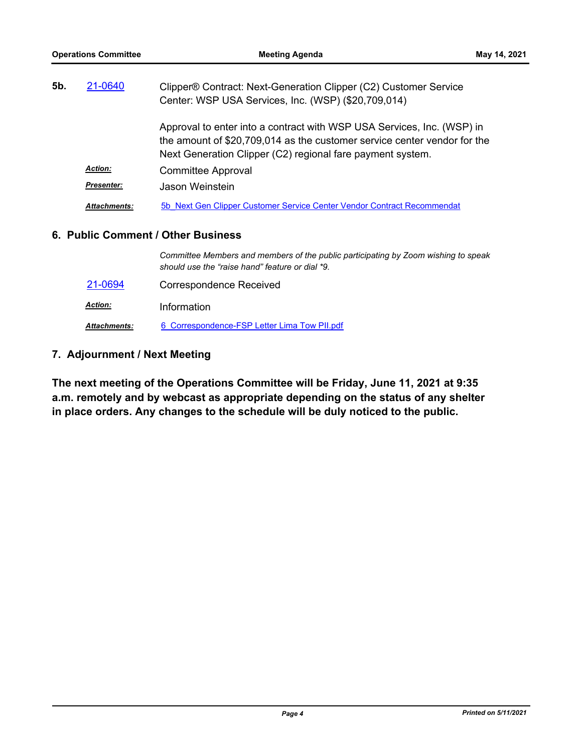**5b.** 21-0640 Clipper® Contract: Next-Generation Clipper (C2) Customer Service Center: WSP USA Services, Inc. (WSP) ($20,709,014)

Approval to enter into a contract with WSP USA Services, Inc. (WSP) in the amount of $20,709,014 as the customer service center vendor for the Next Generation Clipper (C2) regional fare payment system.

***Action:*** Committee Approval

***Presenter:*** Jason Weinstein

***Attachments:*** 5b_Next Gen Clipper Customer Service Center Vendor Contract Recommendat

## 6. Public Comment / Other Business

*Committee Members and members of the public participating by Zoom wishing to speak should use the "raise hand" feature or dial *9.*

21-0694 Correspondence Received

***Action:*** Information

***Attachments:*** 6_Correspondence-FSP Letter Lima Tow PII.pdf

## 7. Adjournment / Next Meeting

**The next meeting of the Operations Committee will be Friday, June 11, 2021 at 9:35 a.m. remotely and by webcast as appropriate depending on the status of any shelter in place orders. Any changes to the schedule will be duly noticed to the public.**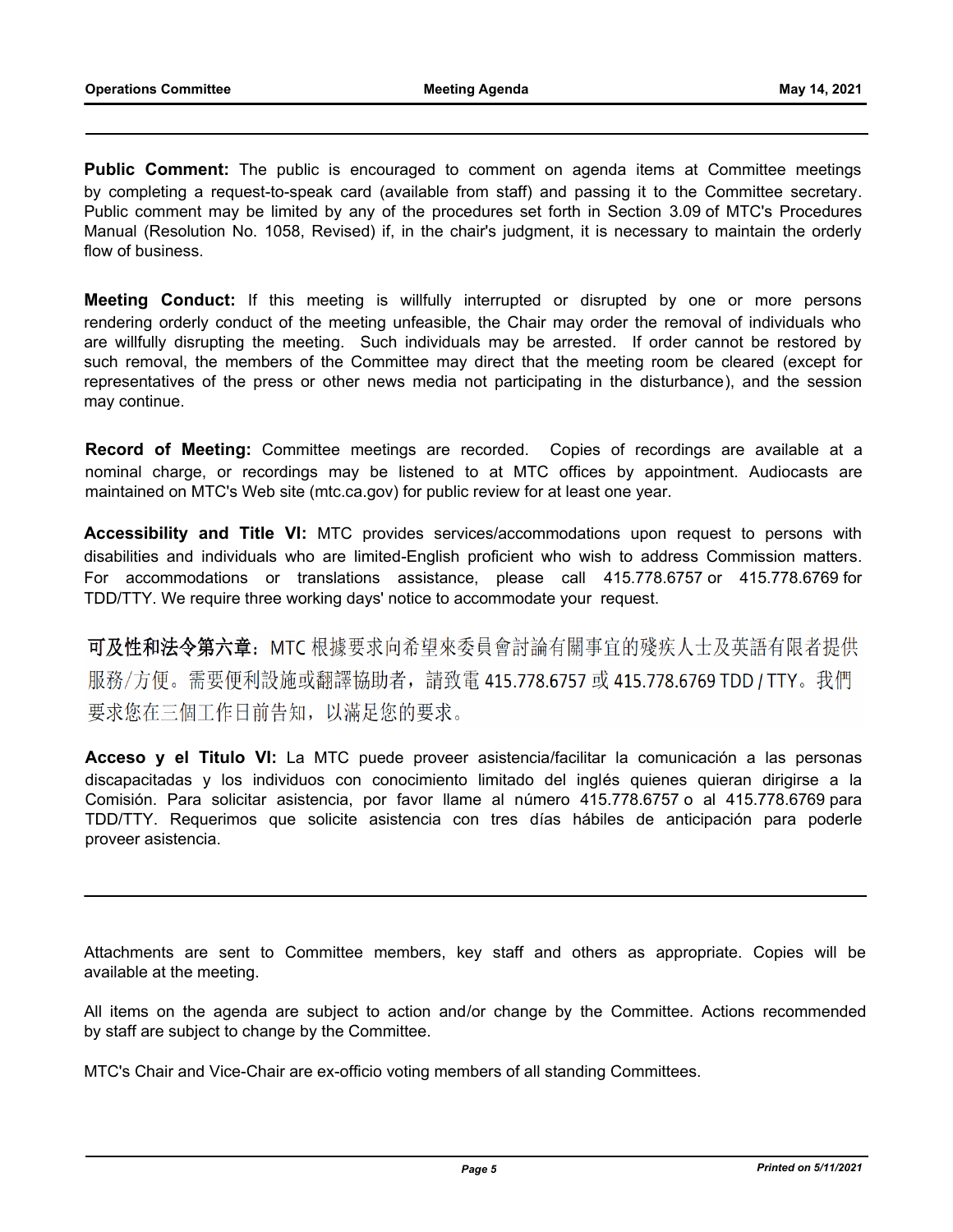**Public Comment:** The public is encouraged to comment on agenda items at Committee meetings by completing a request-to-speak card (available from staff) and passing it to the Committee secretary. Public comment may be limited by any of the procedures set forth in Section 3.09 of MTC's Procedures Manual (Resolution No. 1058, Revised) if, in the chair's judgment, it is necessary to maintain the orderly flow of business.

**Meeting Conduct:** If this meeting is willfully interrupted or disrupted by one or more persons rendering orderly conduct of the meeting unfeasible, the Chair may order the removal of individuals who are willfully disrupting the meeting. Such individuals may be arrested. If order cannot be restored by such removal, the members of the Committee may direct that the meeting room be cleared (except for representatives of the press or other news media not participating in the disturbance), and the session may continue.

**Record of Meeting:** Committee meetings are recorded. Copies of recordings are available at a nominal charge, or recordings may be listened to at MTC offices by appointment. Audiocasts are maintained on MTC's Web site (mtc.ca.gov) for public review for at least one year.

**Accessibility and Title VI:** MTC provides services/accommodations upon request to persons with disabilities and individuals who are limited-English proficient who wish to address Commission matters. For accommodations or translations assistance, please call 415.778.6757 or 415.778.6769 for TDD/TTY. We require three working days' notice to accommodate your request.

**可及性和法令第六章**：MTC 根據要求向希望來委員會討論有關事宜的殘疾人士及英語有限者提供服務/方便。需要便利設施或翻譯協助者，請致電 415.778.6757 或 415.778.6769 TDD / TTY。我們要求您在三個工作日前告知，以滿足您的要求。

**Acceso y el Titulo VI:** La MTC puede proveer asistencia/facilitar la comunicación a las personas discapacitadas y los individuos con conocimiento limitado del inglés quienes quieran dirigirse a la Comisión. Para solicitar asistencia, por favor llame al número 415.778.6757 o al 415.778.6769 para TDD/TTY. Requerimos que solicite asistencia con tres días hábiles de anticipación para poderle proveer asistencia.

---

Attachments are sent to Committee members, key staff and others as appropriate. Copies will be available at the meeting.

All items on the agenda are subject to action and/or change by the Committee. Actions recommended by staff are subject to change by the Committee.

MTC's Chair and Vice-Chair are ex-officio voting members of all standing Committees.